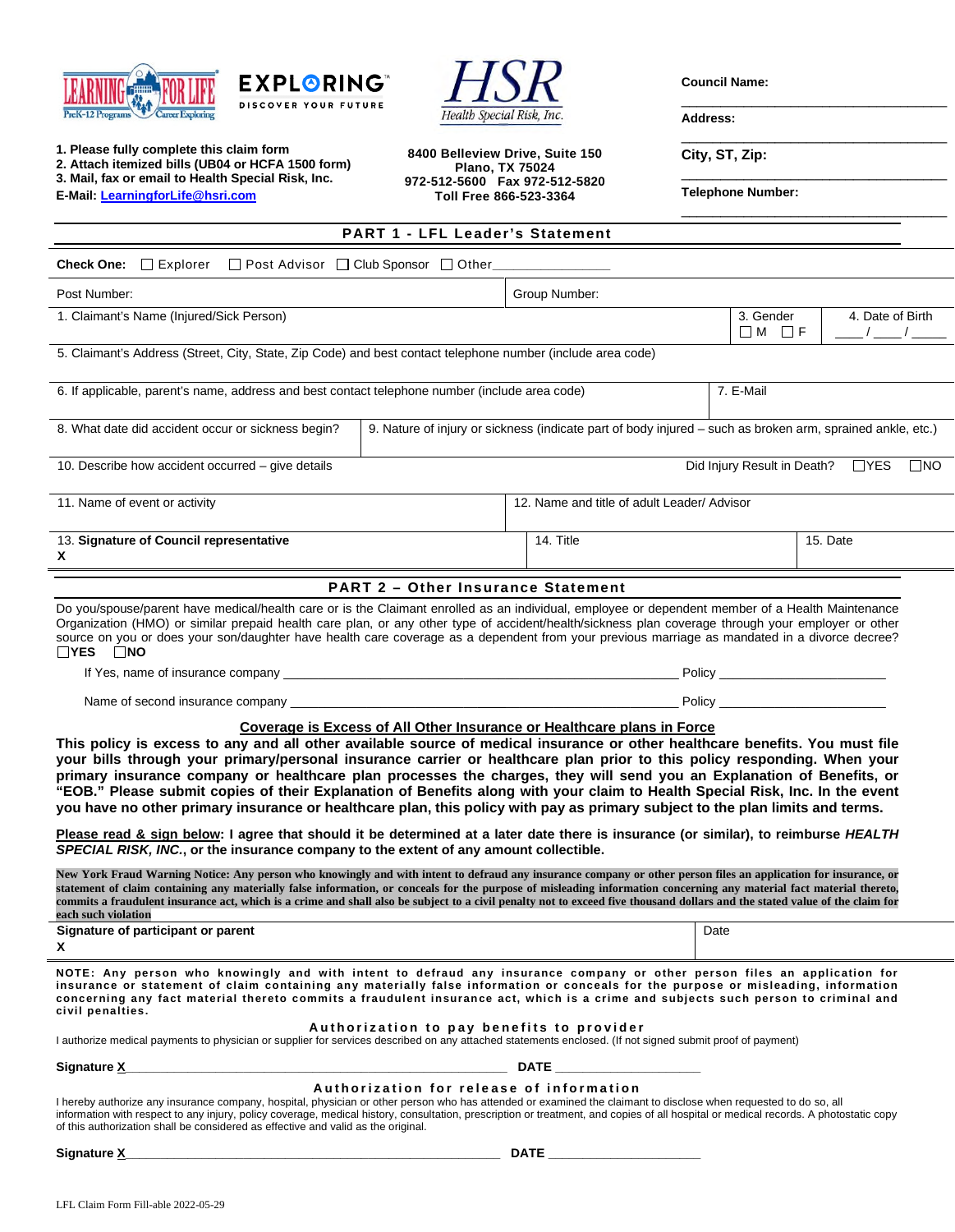LEARNING FOR LIFE — PreK-12 Programs | Career Exploring

EXPLORING — DISCOVER YOUR FUTURE

HSR — Health Special Risk, Inc.

**1. Please fully complete this claim form**
**2. Attach itemized bills (UB04 or HCFA 1500 form)**
**3. Mail, fax or email to Health Special Risk, Inc.**
**E-Mail: LearningforLife@hsri.com**

**8400 Belleview Drive, Suite 150**
**Plano, TX 75024**
**972-512-5600 Fax 972-512-5820**
**Toll Free 866-523-3364**

**Council Name:** ______________________________

**Address:** ______________________________

**City, ST, Zip:** ______________________________

**Telephone Number:** ______________________________

## PART 1 - LFL Leader's Statement

**Check One:** ☐ Explorer ☐ Post Advisor ☐ Club Sponsor ☐ Other_______________

| Post Number: | | Group Number: | |
|---|---|---|---|
| 1. Claimant's Name (Injured/Sick Person) | | 3. Gender ☐ M ☐ F | 4. Date of Birth ____/____/_____ |
| 5. Claimant's Address (Street, City, State, Zip Code) and best contact telephone number (include area code) | | | |
| 6. If applicable, parent's name, address and best contact telephone number (include area code) | | 7. E-Mail | |
| 8. What date did accident occur or sickness begin? | 9. Nature of injury or sickness (indicate part of body injured – such as broken arm, sprained ankle, etc.) | | |
| 10. Describe how accident occurred – give details | | Did Injury Result in Death? ☐YES ☐NO | |
| 11. Name of event or activity | | 12. Name and title of adult Leader/ Advisor | |
| 13. **Signature of Council representative** **X** | 14. Title | | 15. Date |

## PART 2 – Other Insurance Statement

Do you/spouse/parent have medical/health care or is the Claimant enrolled as an individual, employee or dependent member of a Health Maintenance Organization (HMO) or similar prepaid health care plan, or any other type of accident/health/sickness plan coverage through your employer or other source on you or does your son/daughter have health care coverage as a dependent from your previous marriage as mandated in a divorce decree?
☐**YES** ☐**NO**

If Yes, name of insurance company ______________________________ Policy ______________

Name of second insurance company ______________________________ Policy ______________

**Coverage is Excess of All Other Insurance or Healthcare plans in Force**

**This policy is excess to any and all other available source of medical insurance or other healthcare benefits. You must file your bills through your primary/personal insurance carrier or healthcare plan prior to this policy responding. When your primary insurance company or healthcare plan processes the charges, they will send you an Explanation of Benefits, or "EOB." Please submit copies of their Explanation of Benefits along with your claim to Health Special Risk, Inc. In the event you have no other primary insurance or healthcare plan, this policy with pay as primary subject to the plan limits and terms.**

**Please read & sign below: I agree that should it be determined at a later date there is insurance (or similar), to reimburse *HEALTH SPECIAL RISK, INC.*, or the insurance company to the extent of any amount collectible.**

**New York Fraud Warning Notice: Any person who knowingly and with intent to defraud any insurance company or other person files an application for insurance, or statement of claim containing any materially false information, or conceals for the purpose of misleading information concerning any material fact material thereto, commits a fraudulent insurance act, which is a crime and shall also be subject to a civil penalty not to exceed five thousand dollars and the stated value of the claim for each such violation**

| **Signature of participant or parent** **X** | Date |
|---|---|

**NOTE: Any person who knowingly and with intent to defraud any insurance company or other person files an application for insurance or statement of claim containing any materially false information or conceals for the purpose or misleading, information concerning any fact material thereto commits a fraudulent insurance act, which is a crime and subjects such person to criminal and civil penalties.**

### Authorization to pay benefits to provider

I authorize medical payments to physician or supplier for services described on any attached statements enclosed. (If not signed submit proof of payment)

**Signature X**______________________________ **DATE** ______________

### Authorization for release of information

I hereby authorize any insurance company, hospital, physician or other person who has attended or examined the claimant to disclose when requested to do so, all information with respect to any injury, policy coverage, medical history, consultation, prescription or treatment, and copies of all hospital or medical records. A photostatic copy of this authorization shall be considered as effective and valid as the original.

**Signature X**______________________________ **DATE** ______________

LFL Claim Form Fill-able 2022-05-29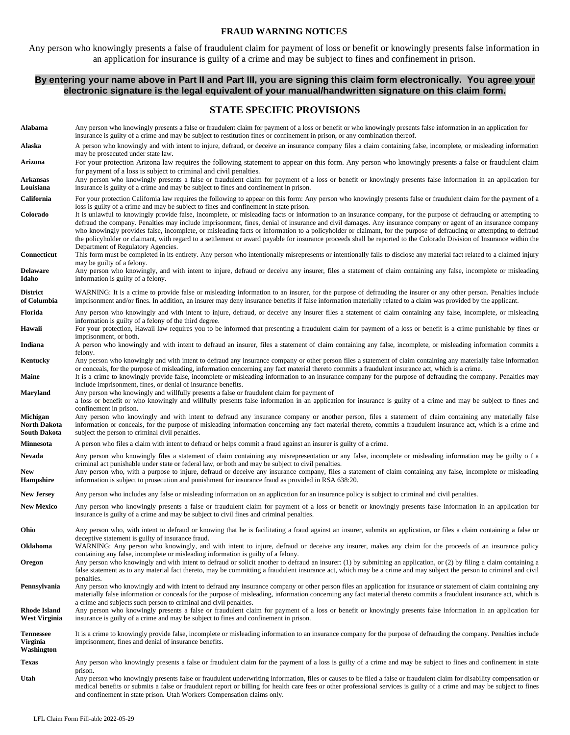## FRAUD WARNING NOTICES

Any person who knowingly presents a false of fraudulent claim for payment of loss or benefit or knowingly presents false information in an application for insurance is guilty of a crime and may be subject to fines and confinement in prison.

**By entering your name above in Part II and Part III, you are signing this claim form electronically. You agree your electronic signature is the legal equivalent of your manual/handwritten signature on this claim form.**

## STATE SPECIFIC PROVISIONS

| | |
|---|---|
| **Alabama** | Any person who knowingly presents a false or fraudulent claim for payment of a loss or benefit or who knowingly presents false information in an application for insurance is guilty of a crime and may be subject to restitution fines or confinement in prison, or any combination thereof. |
| **Alaska** | A person who knowingly and with intent to injure, defraud, or deceive an insurance company files a claim containing false, incomplete, or misleading information may be prosecuted under state law. |
| **Arizona** | For your protection Arizona law requires the following statement to appear on this form. Any person who knowingly presents a false or fraudulent claim for payment of a loss is subject to criminal and civil penalties. |
| **Arkansas Louisiana** | Any person who knowingly presents a false or fraudulent claim for payment of a loss or benefit or knowingly presents false information in an application for insurance is guilty of a crime and may be subject to fines and confinement in prison. |
| **California** | For your protection California law requires the following to appear on this form: Any person who knowingly presents false or fraudulent claim for the payment of a loss is guilty of a crime and may be subject to fines and confinement in state prison. |
| **Colorado** | It is unlawful to knowingly provide false, incomplete, or misleading facts or information to an insurance company, for the purpose of defrauding or attempting to defraud the company. Penalties may include imprisonment, fines, denial of insurance and civil damages. Any insurance company or agent of an insurance company who knowingly provides false, incomplete, or misleading facts or information to a policyholder or claimant, for the purpose of defrauding or attempting to defraud the policyholder or claimant, with regard to a settlement or award payable for insurance proceeds shall be reported to the Colorado Division of Insurance within the Department of Regulatory Agencies. |
| **Connecticut** | This form must be completed in its entirety. Any person who intentionally misrepresents or intentionally fails to disclose any material fact related to a claimed injury may be guilty of a felony. |
| **Delaware Idaho** | Any person who knowingly, and with intent to injure, defraud or deceive any insurer, files a statement of claim containing any false, incomplete or misleading information is guilty of a felony. |
| **District of Columbia** | WARNING: It is a crime to provide false or misleading information to an insurer, for the purpose of defrauding the insurer or any other person. Penalties include imprisonment and/or fines. In addition, an insurer may deny insurance benefits if false information materially related to a claim was provided by the applicant. |
| **Florida** | Any person who knowingly and with intent to injure, defraud, or deceive any insurer files a statement of claim containing any false, incomplete, or misleading information is guilty of a felony of the third degree. |
| **Hawaii** | For your protection, Hawaii law requires you to be informed that presenting a fraudulent claim for payment of a loss or benefit is a crime punishable by fines or imprisonment, or both. |
| **Indiana** | A person who knowingly and with intent to defraud an insurer, files a statement of claim containing any false, incomplete, or misleading information commits a felony. |
| **Kentucky** | Any person who knowingly and with intent to defraud any insurance company or other person files a statement of claim containing any materially false information or conceals, for the purpose of misleading, information concerning any fact material thereto commits a fraudulent insurance act, which is a crime. |
| **Maine** | It is a crime to knowingly provide false, incomplete or misleading information to an insurance company for the purpose of defrauding the company. Penalties may include imprisonment, fines, or denial of insurance benefits. |
| **Maryland** | Any person who knowingly and willfully presents a false or fraudulent claim for payment of a loss or benefit or who knowingly and willfully presents false information in an application for insurance is guilty of a crime and may be subject to fines and confinement in prison. |
| **Michigan North Dakota South Dakota** | Any person who knowingly and with intent to defraud any insurance company or another person, files a statement of claim containing any materially false information or conceals, for the purpose of misleading information concerning any fact material thereto, commits a fraudulent insurance act, which is a crime and subject the person to criminal civil penalties. |
| **Minnesota** | A person who files a claim with intent to defraud or helps commit a fraud against an insurer is guilty of a crime. |
| **Nevada** | Any person who knowingly files a statement of claim containing any misrepresentation or any false, incomplete or misleading information may be guilty o f a criminal act punishable under state or federal law, or both and may be subject to civil penalties. |
| **New Hampshire** | Any person who, with a purpose to injure, defraud or deceive any insurance company, files a statement of claim containing any false, incomplete or misleading information is subject to prosecution and punishment for insurance fraud as provided in RSA 638:20. |
| **New Jersey** | Any person who includes any false or misleading information on an application for an insurance policy is subject to criminal and civil penalties. |
| **New Mexico** | Any person who knowingly presents a false or fraudulent claim for payment of a loss or benefit or knowingly presents false information in an application for insurance is guilty of a crime and may be subject to civil fines and criminal penalties. |
| **Ohio** | Any person who, with intent to defraud or knowing that he is facilitating a fraud against an insurer, submits an application, or files a claim containing a false or deceptive statement is guilty of insurance fraud. |
| **Oklahoma** | WARNING: Any person who knowingly, and with intent to injure, defraud or deceive any insurer, makes any claim for the proceeds of an insurance policy containing any false, incomplete or misleading information is guilty of a felony. |
| **Oregon** | Any person who knowingly and with intent to defraud or solicit another to defraud an insurer: (1) by submitting an application, or (2) by filing a claim containing a false statement as to any material fact thereto, may be committing a fraudulent insurance act, which may be a crime and may subject the person to criminal and civil penalties. |
| **Pennsylvania** | Any person who knowingly and with intent to defraud any insurance company or other person files an application for insurance or statement of claim containing any materially false information or conceals for the purpose of misleading, information concerning any fact material thereto commits a fraudulent insurance act, which is a crime and subjects such person to criminal and civil penalties. |
| **Rhode Island West Virginia** | Any person who knowingly presents a false or fraudulent claim for payment of a loss or benefit or knowingly presents false information in an application for insurance is guilty of a crime and may be subject to fines and confinement in prison. |
| **Tennessee Virginia Washington** | It is a crime to knowingly provide false, incomplete or misleading information to an insurance company for the purpose of defrauding the company. Penalties include imprisonment, fines and denial of insurance benefits. |
| **Texas** | Any person who knowingly presents a false or fraudulent claim for the payment of a loss is guilty of a crime and may be subject to fines and confinement in state prison. |
| **Utah** | Any person who knowingly presents false or fraudulent underwriting information, files or causes to be filed a false or fraudulent claim for disability compensation or medical benefits or submits a false or fraudulent report or billing for health care fees or other professional services is guilty of a crime and may be subject to fines and confinement in state prison. Utah Workers Compensation claims only. |

LFL Claim Form Fill-able 2022-05-29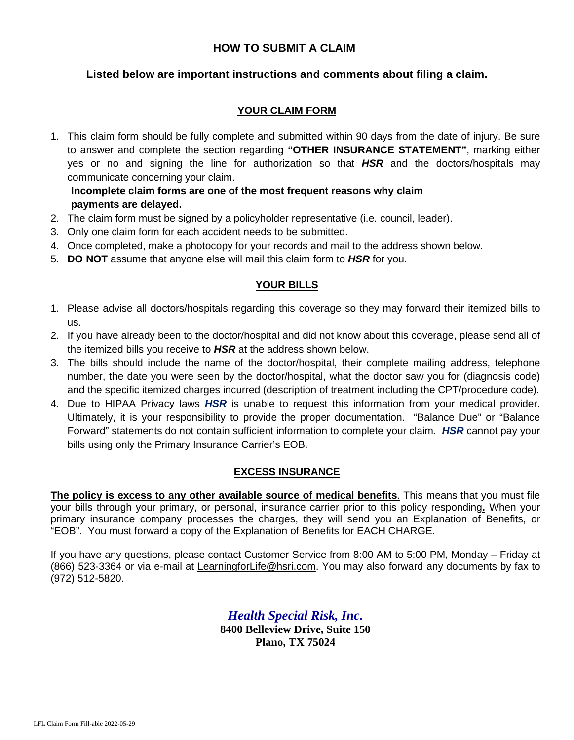# HOW TO SUBMIT A CLAIM

## Listed below are important instructions and comments about filing a claim.

### YOUR CLAIM FORM

1. This claim form should be fully complete and submitted within 90 days from the date of injury. Be sure to answer and complete the section regarding **"OTHER INSURANCE STATEMENT"**, marking either yes or no and signing the line for authorization so that ***HSR*** and the doctors/hospitals may communicate concerning your claim.

   **Incomplete claim forms are one of the most frequent reasons why claim payments are delayed.**

2. The claim form must be signed by a policyholder representative (i.e. council, leader).
3. Only one claim form for each accident needs to be submitted.
4. Once completed, make a photocopy for your records and mail to the address shown below.
5. **DO NOT** assume that anyone else will mail this claim form to ***HSR*** for you.

### YOUR BILLS

1. Please advise all doctors/hospitals regarding this coverage so they may forward their itemized bills to us.
2. If you have already been to the doctor/hospital and did not know about this coverage, please send all of the itemized bills you receive to ***HSR*** at the address shown below.
3. The bills should include the name of the doctor/hospital, their complete mailing address, telephone number, the date you were seen by the doctor/hospital, what the doctor saw you for (diagnosis code) and the specific itemized charges incurred (description of treatment including the CPT/procedure code).
4. Due to HIPAA Privacy laws ***HSR*** is unable to request this information from your medical provider. Ultimately, it is your responsibility to provide the proper documentation. "Balance Due" or "Balance Forward" statements do not contain sufficient information to complete your claim. ***HSR*** cannot pay your bills using only the Primary Insurance Carrier's EOB.

### EXCESS INSURANCE

**The policy is excess to any other available source of medical benefits**. This means that you must file your bills through your primary, or personal, insurance carrier prior to this policy responding. When your primary insurance company processes the charges, they will send you an Explanation of Benefits, or "EOB". You must forward a copy of the Explanation of Benefits for EACH CHARGE.

If you have any questions, please contact Customer Service from 8:00 AM to 5:00 PM, Monday – Friday at (866) 523-3364 or via e-mail at LearningforLife@hsri.com. You may also forward any documents by fax to (972) 512-5820.

***Health Special Risk, Inc.***
**8400 Belleview Drive, Suite 150**
**Plano, TX 75024**

LFL Claim Form Fill-able 2022-05-29